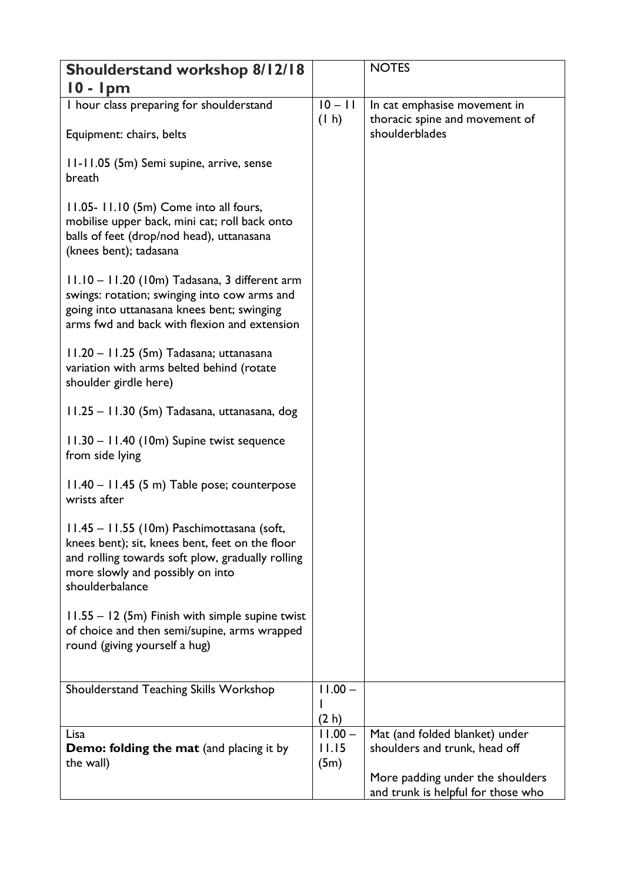| **Shoulderstand workshop 8/12/18 10 - 1pm** | | NOTES |
|---|---|---|
| 1 hour class preparing for shoulderstand<br><br>Equipment: chairs, belts<br><br>11-11.05 (5m) Semi supine, arrive, sense breath<br><br>11.05- 11.10 (5m) Come into all fours, mobilise upper back, mini cat; roll back onto balls of feet (drop/nod head), uttanasana (knees bent); tadasana<br><br>11.10 – 11.20 (10m) Tadasana, 3 different arm swings: rotation; swinging into cow arms and going into uttanasana knees bent; swinging arms fwd and back with flexion and extension<br><br>11.20 – 11.25 (5m) Tadasana; uttanasana variation with arms belted behind (rotate shoulder girdle here)<br><br>11.25 – 11.30 (5m) Tadasana, uttanasana, dog<br><br>11.30 – 11.40 (10m) Supine twist sequence from side lying<br><br>11.40 – 11.45 (5 m) Table pose; counterpose wrists after<br><br>11.45 – 11.55 (10m) Paschimottasana (soft, knees bent); sit, knees bent, feet on the floor and rolling towards soft plow, gradually rolling more slowly and possibly on into shoulderbalance<br><br>11.55 – 12 (5m) Finish with simple supine twist of choice and then semi/supine, arms wrapped round (giving yourself a hug) | 10 – 11 (1 h) | In cat emphasise movement in thoracic spine and movement of shoulderblades |
| Shoulderstand Teaching Skills Workshop | 11.00 – 1 (2 h) | |
| Lisa<br>**Demo: folding the mat** (and placing it by the wall) | 11.00 – 11.15 (5m) | Mat (and folded blanket) under shoulders and trunk, head off<br><br>More padding under the shoulders and trunk is helpful for those who |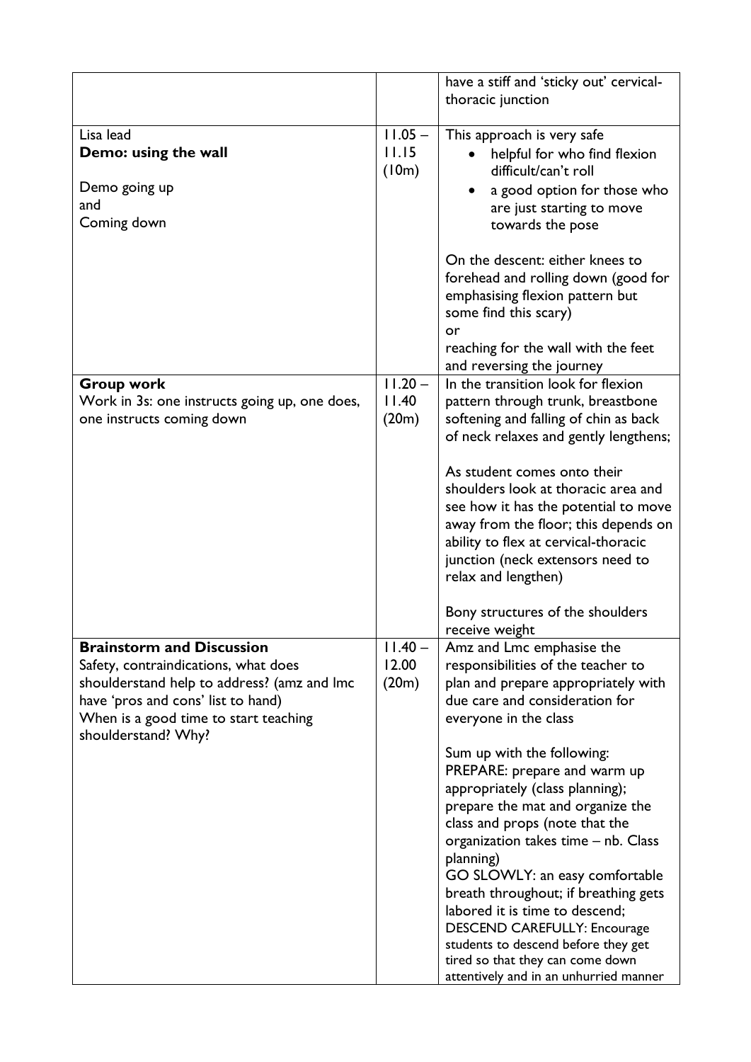| | | |
|---|---|---|
| | | have a stiff and 'sticky out' cervical-thoracic junction |
| Lisa lead<br>**Demo: using the wall**<br><br>Demo going up<br>and<br>Coming down | 11.05 – 11.15 (10m) | This approach is very safe<br>• helpful for who find flexion difficult/can't roll<br>• a good option for those who are just starting to move towards the pose<br><br>On the descent: either knees to forehead and rolling down (good for emphasising flexion pattern but some find this scary)<br>or<br>reaching for the wall with the feet and reversing the journey |
| **Group work**<br>Work in 3s: one instructs going up, one does, one instructs coming down | 11.20 – 11.40 (20m) | In the transition look for flexion pattern through trunk, breastbone softening and falling of chin as back of neck relaxes and gently lengthens;<br><br>As student comes onto their shoulders look at thoracic area and see how it has the potential to move away from the floor; this depends on ability to flex at cervical-thoracic junction (neck extensors need to relax and lengthen)<br><br>Bony structures of the shoulders receive weight |
| **Brainstorm and Discussion**<br>Safety, contraindications, what does shoulderstand help to address? (amz and lmc have 'pros and cons' list to hand)<br>When is a good time to start teaching shoulderstand? Why? | 11.40 – 12.00 (20m) | Amz and Lmc emphasise the responsibilities of the teacher to plan and prepare appropriately with due care and consideration for everyone in the class<br><br>Sum up with the following:<br>PREPARE: prepare and warm up appropriately (class planning); prepare the mat and organize the class and props (note that the organization takes time – nb. Class planning)<br>GO SLOWLY: an easy comfortable breath throughout; if breathing gets labored it is time to descend;<br>DESCEND CAREFULLY: Encourage students to descend before they get tired so that they can come down attentively and in an unhurried manner |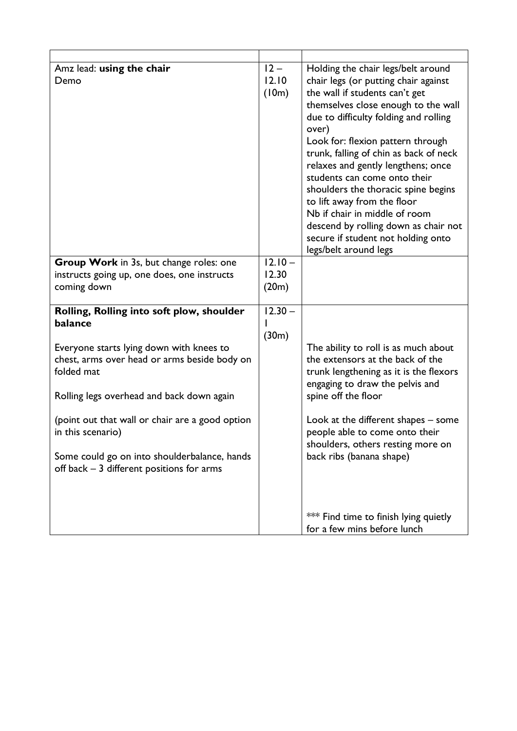| | | |
|---|---|---|
| Amz lead: **using the chair**<br>Demo | 12 – 12.10 (10m) | Holding the chair legs/belt around chair legs (or putting chair against the wall if students can't get themselves close enough to the wall due to difficulty folding and rolling over)<br>Look for: flexion pattern through trunk, falling of chin as back of neck relaxes and gently lengthens; once students can come onto their shoulders the thoracic spine begins to lift away from the floor<br>Nb if chair in middle of room descend by rolling down as chair not secure if student not holding onto legs/belt around legs |
| **Group Work** in 3s, but change roles: one instructs going up, one does, one instructs coming down | 12.10 – 12.30 (20m) | |
| **Rolling, Rolling into soft plow, shoulder balance**<br><br>Everyone starts lying down with knees to chest, arms over head or arms beside body on folded mat<br><br>Rolling legs overhead and back down again<br><br>(point out that wall or chair are a good option in this scenario)<br><br>Some could go on into shoulderbalance, hands off back – 3 different positions for arms | 12.30 – 1 (30m) | The ability to roll is as much about the extensors at the back of the trunk lengthening as it is the flexors engaging to draw the pelvis and spine off the floor<br><br>Look at the different shapes – some people able to come onto their shoulders, others resting more on back ribs (banana shape)<br><br>*** Find time to finish lying quietly for a few mins before lunch |